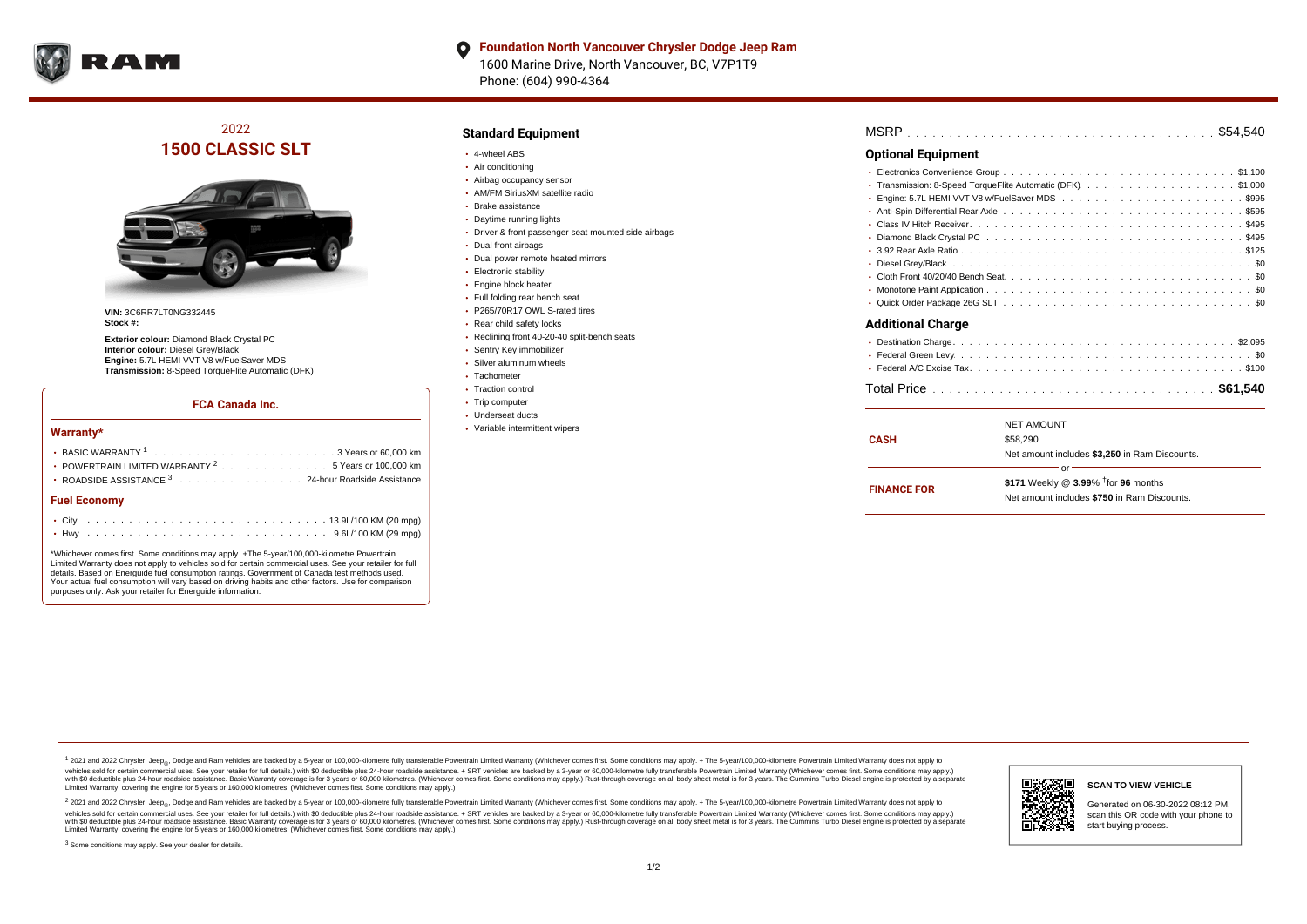**Foundation North Vancouver Chrysler Dodge Jeep Ram**
1600 Marine Drive, North Vancouver, BC, V7P1T9
Phone: (604) 990-4364

## 2022
# 1500 CLASSIC SLT

**VIN:** 3C6RR7LT0NG332445
**Stock #:**

**Exterior colour:** Diamond Black Crystal PC
**Interior colour:** Diesel Grey/Black
**Engine:** 5.7L HEMI VVT V8 w/FuelSaver MDS
**Transmission:** 8-Speed TorqueFlite Automatic (DFK)

### FCA Canada Inc.

#### Warranty*

- BASIC WARRANTY [1] ...................... 3 Years or 60,000 km
- POWERTRAIN LIMITED WARRANTY [2] ............ 5 Years or 100,000 km
- ROADSIDE ASSISTANCE [3] ............... 24-hour Roadside Assistance

#### Fuel Economy

- City ........................... 13.9L/100 KM (20 mpg)
- Hwy ........................... 9.6L/100 KM (29 mpg)

*Whichever comes first. Some conditions may apply. +The 5-year/100,000-kilometre Powertrain Limited Warranty does not apply to vehicles sold for certain commercial uses. See your retailer for full details. Based on Energuide fuel consumption ratings. Government of Canada test methods used. Your actual fuel consumption will vary based on driving habits and other factors. Use for comparison purposes only. Ask your retailer for Energuide information.

## Standard Equipment

- 4-wheel ABS
- Air conditioning
- Airbag occupancy sensor
- AM/FM SiriusXM satellite radio
- Brake assistance
- Daytime running lights
- Driver & front passenger seat mounted side airbags
- Dual front airbags
- Dual power remote heated mirrors
- Electronic stability
- Engine block heater
- Full folding rear bench seat
- P265/70R17 OWL S-rated tires
- Rear child safety locks
- Reclining front 40-20-40 split-bench seats
- Sentry Key immobilizer
- Silver aluminum wheels
- Tachometer
- Traction control
- Trip computer
- Underseat ducts
- Variable intermittent wipers

MSRP .................................... $54,540

### Optional Equipment

- Electronics Convenience Group ........................ $1,100
- Transmission: 8-Speed TorqueFlite Automatic (DFK) ........ $1,000
- Engine: 5.7L HEMI VVT V8 w/FuelSaver MDS ............... $995
- Anti-Spin Differential Rear Axle ........................ $595
- Class IV Hitch Receiver ................................ $495
- Diamond Black Crystal PC .............................. $495
- 3.92 Rear Axle Ratio ................................... $125
- Diesel Grey/Black ....................................... $0
- Cloth Front 40/20/40 Bench Seat ......................... $0
- Monotone Paint Application .............................. $0
- Quick Order Package 26G SLT ............................. $0

### Additional Charge

- Destination Charge ................................. $2,095
- Federal Green Levy ..................................... $0
- Federal A/C Excise Tax ............................... $100

Total Price ................................ **$61,540**

| | |
|---|---|
| **CASH** | NET AMOUNT<br>$58,290<br>Net amount includes **$3,250** in Ram Discounts. |
| | or |
| **FINANCE FOR** | **$171** Weekly @ **3.99**% †for **96** months<br>Net amount includes **$750** in Ram Discounts. |

[1] 2021 and 2022 Chrysler, Jeep®, Dodge and Ram vehicles are backed by a 5-year or 100,000-kilometre fully transferable Powertrain Limited Warranty (Whichever comes first. Some conditions may apply. + The 5-year/100,000-kilometre Powertrain Limited Warranty does not apply to vehicles sold for certain commercial uses. See your retailer for full details.) with $0 deductible plus 24-hour roadside assistance. + SRT vehicles are backed by a 3-year or 60,000-kilometre fully transferable Powertrain Limited Warranty (Whichever comes first. Some conditions may apply.) with $0 deductible plus 24-hour roadside assistance. Basic Warranty coverage is for 3 years or 60,000 kilometres. (Whichever comes first. Some conditions may apply.) Rust-through coverage on all body sheet metal is for 3 years. The Cummins Turbo Diesel engine is protected by a separate Limited Warranty, covering the engine for 5 years or 160,000 kilometres. (Whichever comes first. Some conditions may apply.)

[2] 2021 and 2022 Chrysler, Jeep®, Dodge and Ram vehicles are backed by a 5-year or 100,000-kilometre fully transferable Powertrain Limited Warranty (Whichever comes first. Some conditions may apply. + The 5-year/100,000-kilometre Powertrain Limited Warranty does not apply to vehicles sold for certain commercial uses. See your retailer for full details.) with $0 deductible plus 24-hour roadside assistance. + SRT vehicles are backed by a 3-year or 60,000-kilometre fully transferable Powertrain Limited Warranty (Whichever comes first. Some conditions may apply.) with $0 deductible plus 24-hour roadside assistance. Basic Warranty coverage is for 3 years or 60,000 kilometres. (Whichever comes first. Some conditions may apply.) Rust-through coverage on all body sheet metal is for 3 years. The Cummins Turbo Diesel engine is protected by a separate Limited Warranty, covering the engine for 5 years or 160,000 kilometres. (Whichever comes first. Some conditions may apply.)

[3] Some conditions may apply. See your dealer for details.

**SCAN TO VIEW VEHICLE**

Generated on 06-30-2022 08:12 PM, scan this QR code with your phone to start buying process.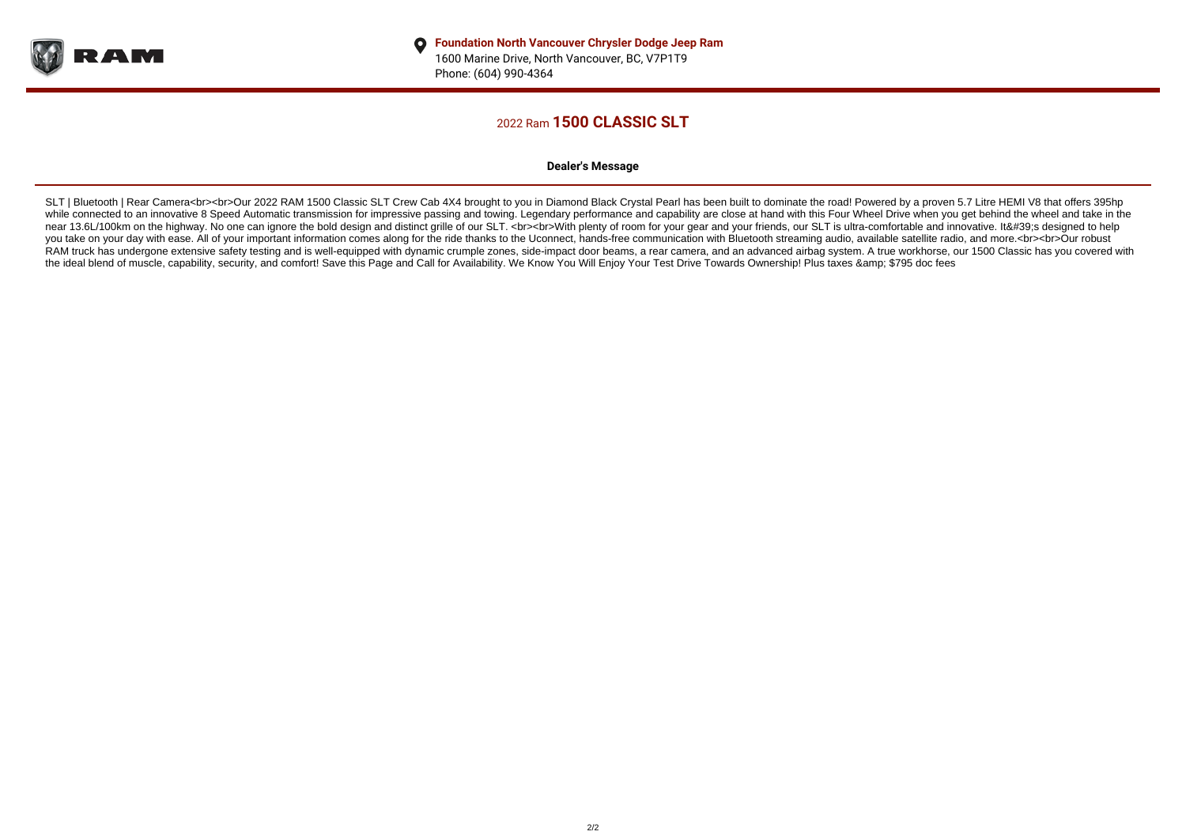**Foundation North Vancouver Chrysler Dodge Jeep Ram**
1600 Marine Drive, North Vancouver, BC, V7P1T9
Phone: (604) 990-4364

# 2022 Ram **1500 CLASSIC SLT**

### Dealer's Message

SLT | Bluetooth | Rear Camera<br><br>Our 2022 RAM 1500 Classic SLT Crew Cab 4X4 brought to you in Diamond Black Crystal Pearl has been built to dominate the road! Powered by a proven 5.7 Litre HEMI V8 that offers 395hp while connected to an innovative 8 Speed Automatic transmission for impressive passing and towing. Legendary performance and capability are close at hand with this Four Wheel Drive when you get behind the wheel and take in the near 13.6L/100km on the highway. No one can ignore the bold design and distinct grille of our SLT. <br><br>With plenty of room for your gear and your friends, our SLT is ultra-comfortable and innovative. It&#39;s designed to help you take on your day with ease. All of your important information comes along for the ride thanks to the Uconnect, hands-free communication with Bluetooth streaming audio, available satellite radio, and more.<br><br>Our robust RAM truck has undergone extensive safety testing and is well-equipped with dynamic crumple zones, side-impact door beams, a rear camera, and an advanced airbag system. A true workhorse, our 1500 Classic has you covered with the ideal blend of muscle, capability, security, and comfort! Save this Page and Call for Availability. We Know You Will Enjoy Your Test Drive Towards Ownership! Plus taxes &amp; $795 doc fees